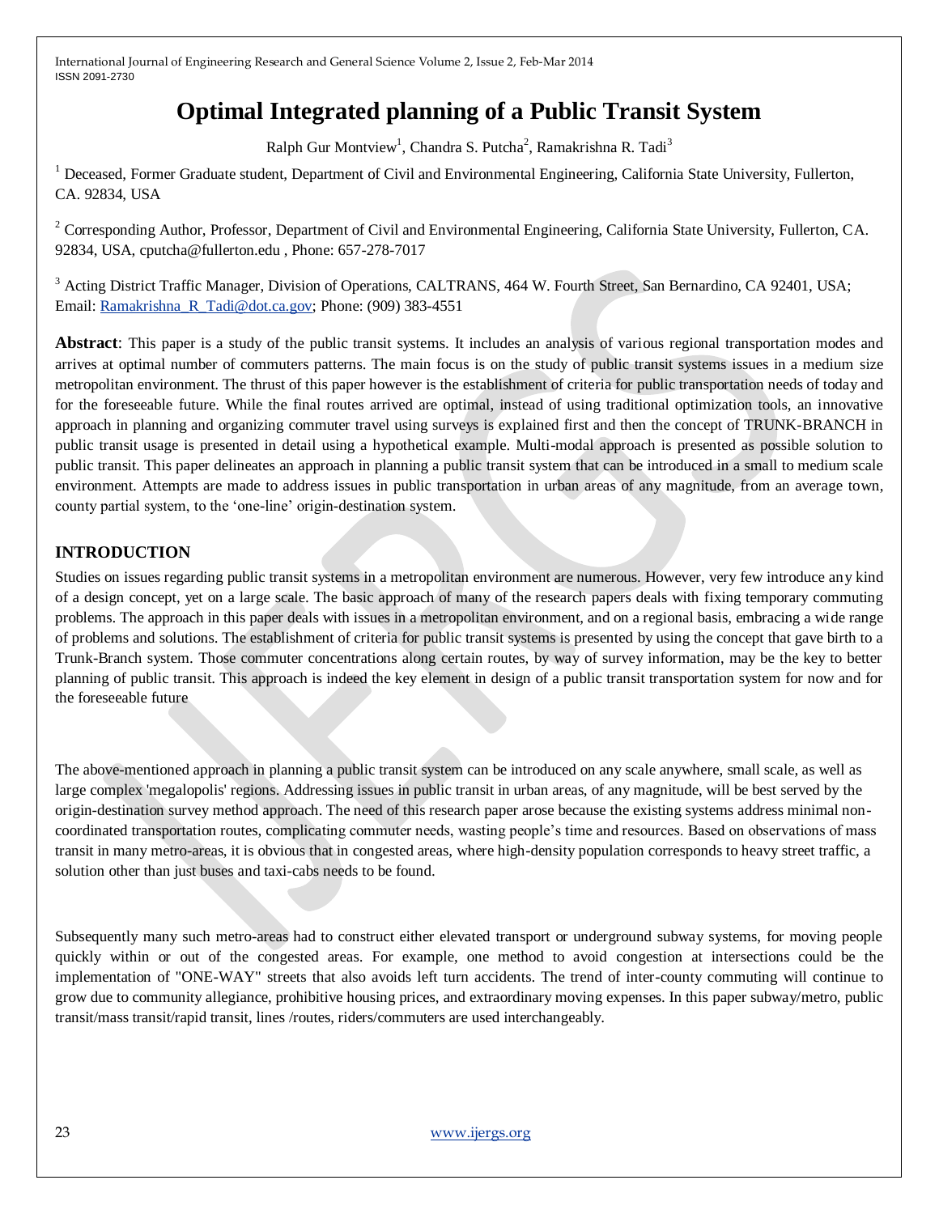# Optimal Integrated planning of a Public Transit System

Ralph Gur Montview[1], Chandra S. Putcha[2], Ramakrishna R. Tadi[3]

[1] Deceased, Former Graduate student, Department of Civil and Environmental Engineering, California State University, Fullerton, CA. 92834, USA

[2] Corresponding Author, Professor, Department of Civil and Environmental Engineering, California State University, Fullerton, CA. 92834, USA, cputcha@fullerton.edu , Phone: 657-278-7017

[3] Acting District Traffic Manager, Division of Operations, CALTRANS, 464 W. Fourth Street, San Bernardino, CA 92401, USA; Email: Ramakrishna_R_Tadi@dot.ca.gov; Phone: (909) 383-4551

**Abstract**: This paper is a study of the public transit systems. It includes an analysis of various regional transportation modes and arrives at optimal number of commuters patterns. The main focus is on the study of public transit systems issues in a medium size metropolitan environment. The thrust of this paper however is the establishment of criteria for public transportation needs of today and for the foreseeable future. While the final routes arrived are optimal, instead of using traditional optimization tools, an innovative approach in planning and organizing commuter travel using surveys is explained first and then the concept of TRUNK-BRANCH in public transit usage is presented in detail using a hypothetical example. Multi-modal approach is presented as possible solution to public transit. This paper delineates an approach in planning a public transit system that can be introduced in a small to medium scale environment. Attempts are made to address issues in public transportation in urban areas of any magnitude, from an average town, county partial system, to the 'one-line' origin-destination system.

## INTRODUCTION

Studies on issues regarding public transit systems in a metropolitan environment are numerous. However, very few introduce any kind of a design concept, yet on a large scale. The basic approach of many of the research papers deals with fixing temporary commuting problems. The approach in this paper deals with issues in a metropolitan environment, and on a regional basis, embracing a wide range of problems and solutions. The establishment of criteria for public transit systems is presented by using the concept that gave birth to a Trunk-Branch system. Those commuter concentrations along certain routes, by way of survey information, may be the key to better planning of public transit. This approach is indeed the key element in design of a public transit transportation system for now and for the foreseeable future

The above-mentioned approach in planning a public transit system can be introduced on any scale anywhere, small scale, as well as large complex 'megalopolis' regions. Addressing issues in public transit in urban areas, of any magnitude, will be best served by the origin-destination survey method approach. The need of this research paper arose because the existing systems address minimal non-coordinated transportation routes, complicating commuter needs, wasting people's time and resources. Based on observations of mass transit in many metro-areas, it is obvious that in congested areas, where high-density population corresponds to heavy street traffic, a solution other than just buses and taxi-cabs needs to be found.

Subsequently many such metro-areas had to construct either elevated transport or underground subway systems, for moving people quickly within or out of the congested areas. For example, one method to avoid congestion at intersections could be the implementation of "ONE-WAY" streets that also avoids left turn accidents. The trend of inter-county commuting will continue to grow due to community allegiance, prohibitive housing prices, and extraordinary moving expenses. In this paper subway/metro, public transit/mass transit/rapid transit, lines /routes, riders/commuters are used interchangeably.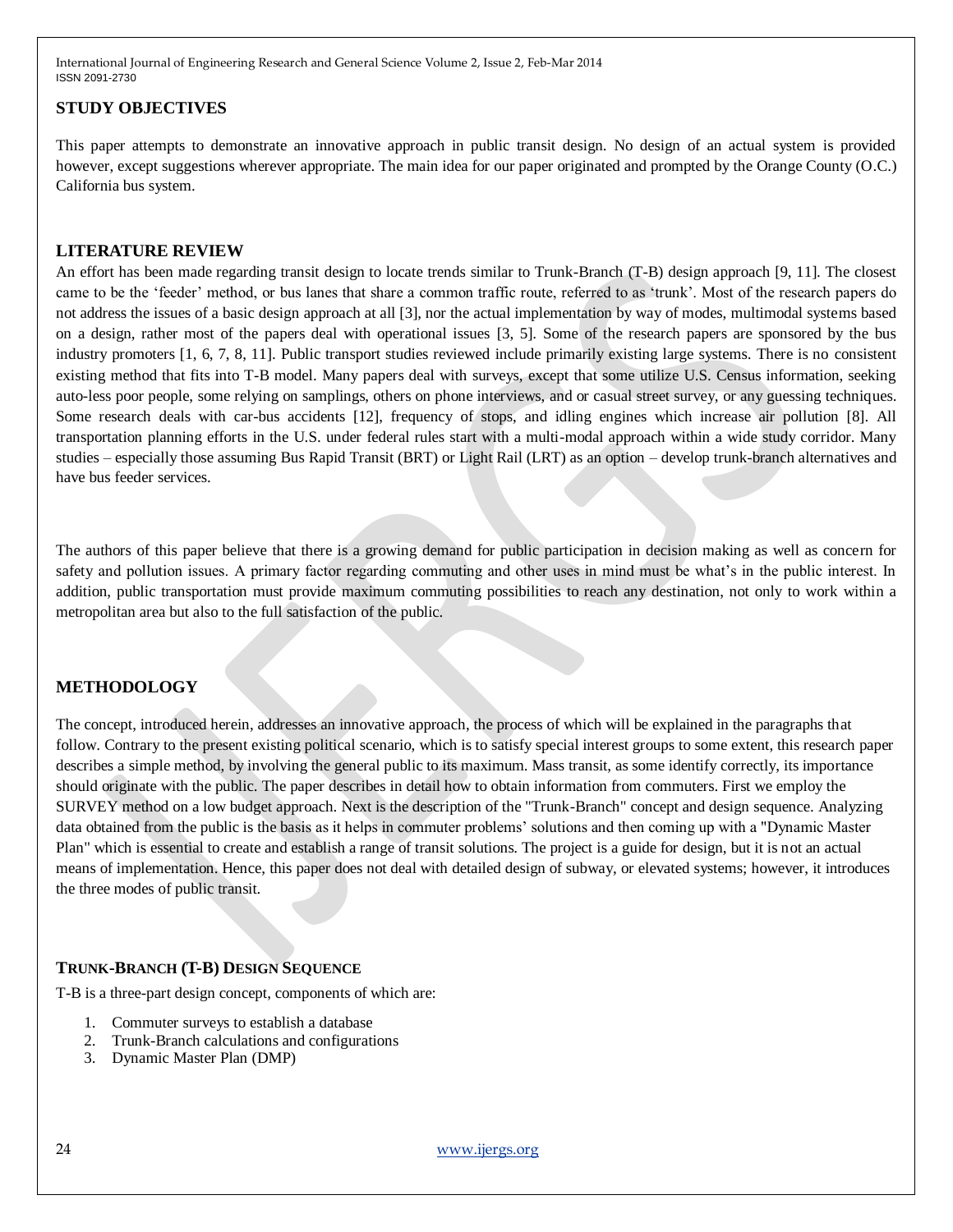## STUDY OBJECTIVES

This paper attempts to demonstrate an innovative approach in public transit design. No design of an actual system is provided however, except suggestions wherever appropriate. The main idea for our paper originated and prompted by the Orange County (O.C.) California bus system.

## LITERATURE REVIEW

An effort has been made regarding transit design to locate trends similar to Trunk-Branch (T-B) design approach [9, 11]. The closest came to be the 'feeder' method, or bus lanes that share a common traffic route, referred to as 'trunk'. Most of the research papers do not address the issues of a basic design approach at all [3], nor the actual implementation by way of modes, multimodal systems based on a design, rather most of the papers deal with operational issues [3, 5]. Some of the research papers are sponsored by the bus industry promoters [1, 6, 7, 8, 11]. Public transport studies reviewed include primarily existing large systems. There is no consistent existing method that fits into T-B model. Many papers deal with surveys, except that some utilize U.S. Census information, seeking auto-less poor people, some relying on samplings, others on phone interviews, and or casual street survey, or any guessing techniques. Some research deals with car-bus accidents [12], frequency of stops, and idling engines which increase air pollution [8]. All transportation planning efforts in the U.S. under federal rules start with a multi-modal approach within a wide study corridor. Many studies – especially those assuming Bus Rapid Transit (BRT) or Light Rail (LRT) as an option – develop trunk-branch alternatives and have bus feeder services.

The authors of this paper believe that there is a growing demand for public participation in decision making as well as concern for safety and pollution issues. A primary factor regarding commuting and other uses in mind must be what's in the public interest. In addition, public transportation must provide maximum commuting possibilities to reach any destination, not only to work within a metropolitan area but also to the full satisfaction of the public.

## METHODOLOGY

The concept, introduced herein, addresses an innovative approach, the process of which will be explained in the paragraphs that follow. Contrary to the present existing political scenario, which is to satisfy special interest groups to some extent, this research paper describes a simple method, by involving the general public to its maximum. Mass transit, as some identify correctly, its importance should originate with the public. The paper describes in detail how to obtain information from commuters. First we employ the SURVEY method on a low budget approach. Next is the description of the "Trunk-Branch" concept and design sequence. Analyzing data obtained from the public is the basis as it helps in commuter problems' solutions and then coming up with a "Dynamic Master Plan" which is essential to create and establish a range of transit solutions. The project is a guide for design, but it is not an actual means of implementation. Hence, this paper does not deal with detailed design of subway, or elevated systems; however, it introduces the three modes of public transit.

### TRUNK-BRANCH (T-B) DESIGN SEQUENCE

T-B is a three-part design concept, components of which are:

1. Commuter surveys to establish a database
2. Trunk-Branch calculations and configurations
3. Dynamic Master Plan (DMP)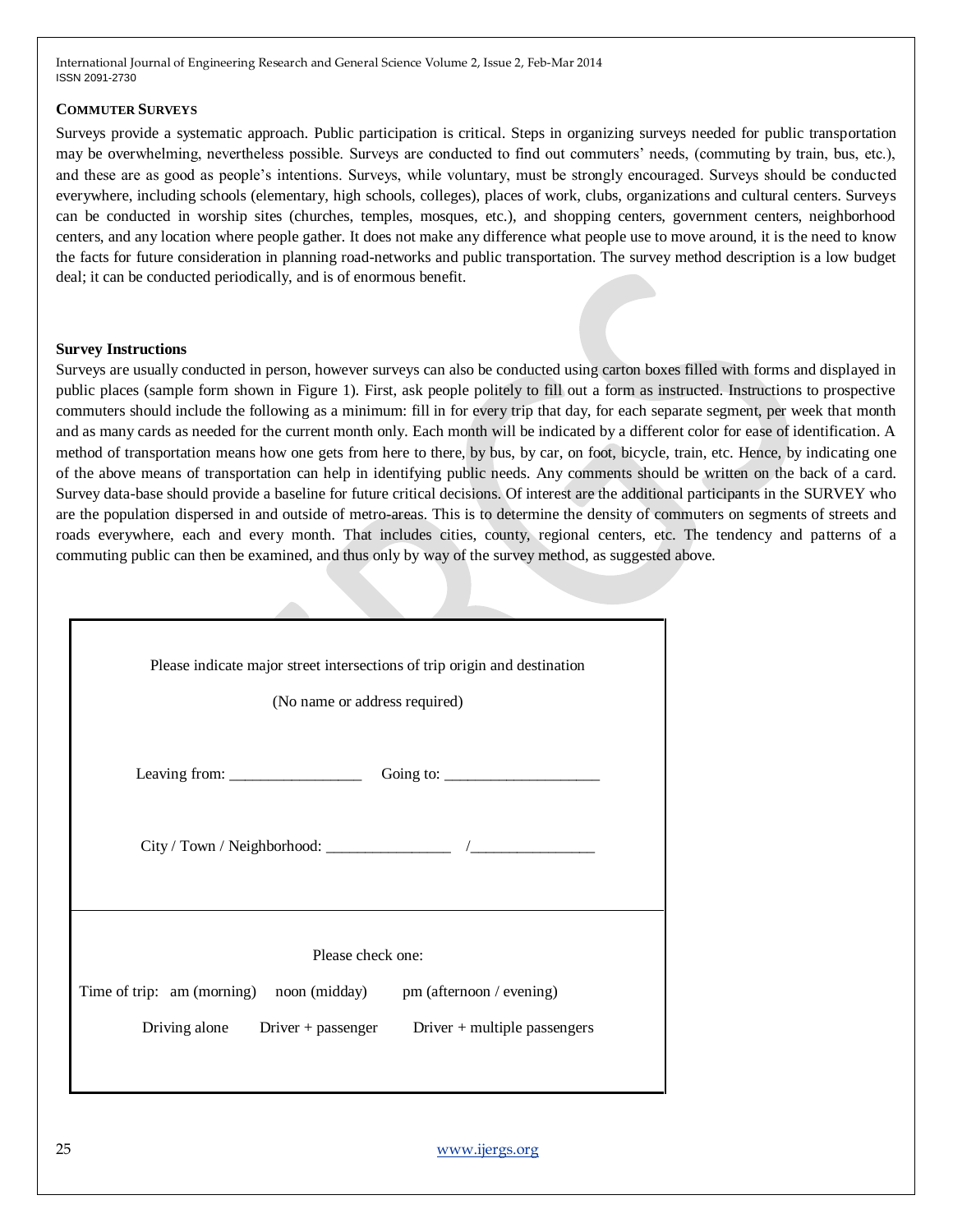### COMMUTER SURVEYS

Surveys provide a systematic approach. Public participation is critical. Steps in organizing surveys needed for public transportation may be overwhelming, nevertheless possible. Surveys are conducted to find out commuters' needs, (commuting by train, bus, etc.), and these are as good as people's intentions. Surveys, while voluntary, must be strongly encouraged. Surveys should be conducted everywhere, including schools (elementary, high schools, colleges), places of work, clubs, organizations and cultural centers. Surveys can be conducted in worship sites (churches, temples, mosques, etc.), and shopping centers, government centers, neighborhood centers, and any location where people gather. It does not make any difference what people use to move around, it is the need to know the facts for future consideration in planning road-networks and public transportation. The survey method description is a low budget deal; it can be conducted periodically, and is of enormous benefit.

### Survey Instructions

Surveys are usually conducted in person, however surveys can also be conducted using carton boxes filled with forms and displayed in public places (sample form shown in Figure 1). First, ask people politely to fill out a form as instructed. Instructions to prospective commuters should include the following as a minimum: fill in for every trip that day, for each separate segment, per week that month and as many cards as needed for the current month only. Each month will be indicated by a different color for ease of identification. A method of transportation means how one gets from here to there, by bus, by car, on foot, bicycle, train, etc. Hence, by indicating one of the above means of transportation can help in identifying public needs. Any comments should be written on the back of a card. Survey data-base should provide a baseline for future critical decisions. Of interest are the additional participants in the SURVEY who are the population dispersed in and outside of metro-areas. This is to determine the density of commuters on segments of streets and roads everywhere, each and every month. That includes cities, county, regional centers, etc. The tendency and patterns of a commuting public can then be examined, and thus only by way of the survey method, as suggested above.

Please indicate major street intersections of trip origin and destination

(No name or address required)

Leaving from: _________________ Going to: ____________________

City / Town / Neighborhood: ________________ /________________

---

Please check one:

Time of trip: am (morning) noon (midday) pm (afternoon / evening)

Driving alone Driver + passenger Driver + multiple passengers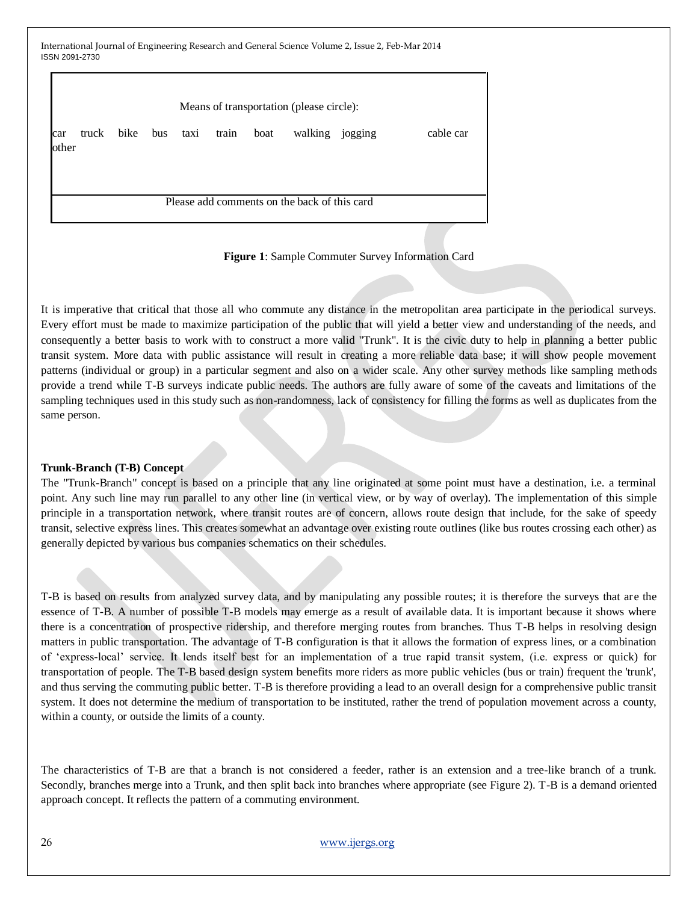Means of transportation (please circle):

car truck bike bus taxi train boat walking jogging cable car other

Please add comments on the back of this card

**Figure 1**: Sample Commuter Survey Information Card

It is imperative that critical that those all who commute any distance in the metropolitan area participate in the periodical surveys. Every effort must be made to maximize participation of the public that will yield a better view and understanding of the needs, and consequently a better basis to work with to construct a more valid "Trunk". It is the civic duty to help in planning a better public transit system. More data with public assistance will result in creating a more reliable data base; it will show people movement patterns (individual or group) in a particular segment and also on a wider scale. Any other survey methods like sampling methods provide a trend while T-B surveys indicate public needs. The authors are fully aware of some of the caveats and limitations of the sampling techniques used in this study such as non-randomness, lack of consistency for filling the forms as well as duplicates from the same person.

**Trunk-Branch (T-B) Concept**

The "Trunk-Branch" concept is based on a principle that any line originated at some point must have a destination, i.e. a terminal point. Any such line may run parallel to any other line (in vertical view, or by way of overlay). The implementation of this simple principle in a transportation network, where transit routes are of concern, allows route design that include, for the sake of speedy transit, selective express lines. This creates somewhat an advantage over existing route outlines (like bus routes crossing each other) as generally depicted by various bus companies schematics on their schedules.

T-B is based on results from analyzed survey data, and by manipulating any possible routes; it is therefore the surveys that are the essence of T-B. A number of possible T-B models may emerge as a result of available data. It is important because it shows where there is a concentration of prospective ridership, and therefore merging routes from branches. Thus T-B helps in resolving design matters in public transportation. The advantage of T-B configuration is that it allows the formation of express lines, or a combination of 'express-local' service. It lends itself best for an implementation of a true rapid transit system, (i.e. express or quick) for transportation of people. The T-B based design system benefits more riders as more public vehicles (bus or train) frequent the 'trunk', and thus serving the commuting public better. T-B is therefore providing a lead to an overall design for a comprehensive public transit system. It does not determine the medium of transportation to be instituted, rather the trend of population movement across a county, within a county, or outside the limits of a county.

The characteristics of T-B are that a branch is not considered a feeder, rather is an extension and a tree-like branch of a trunk. Secondly, branches merge into a Trunk, and then split back into branches where appropriate (see Figure 2). T-B is a demand oriented approach concept. It reflects the pattern of a commuting environment.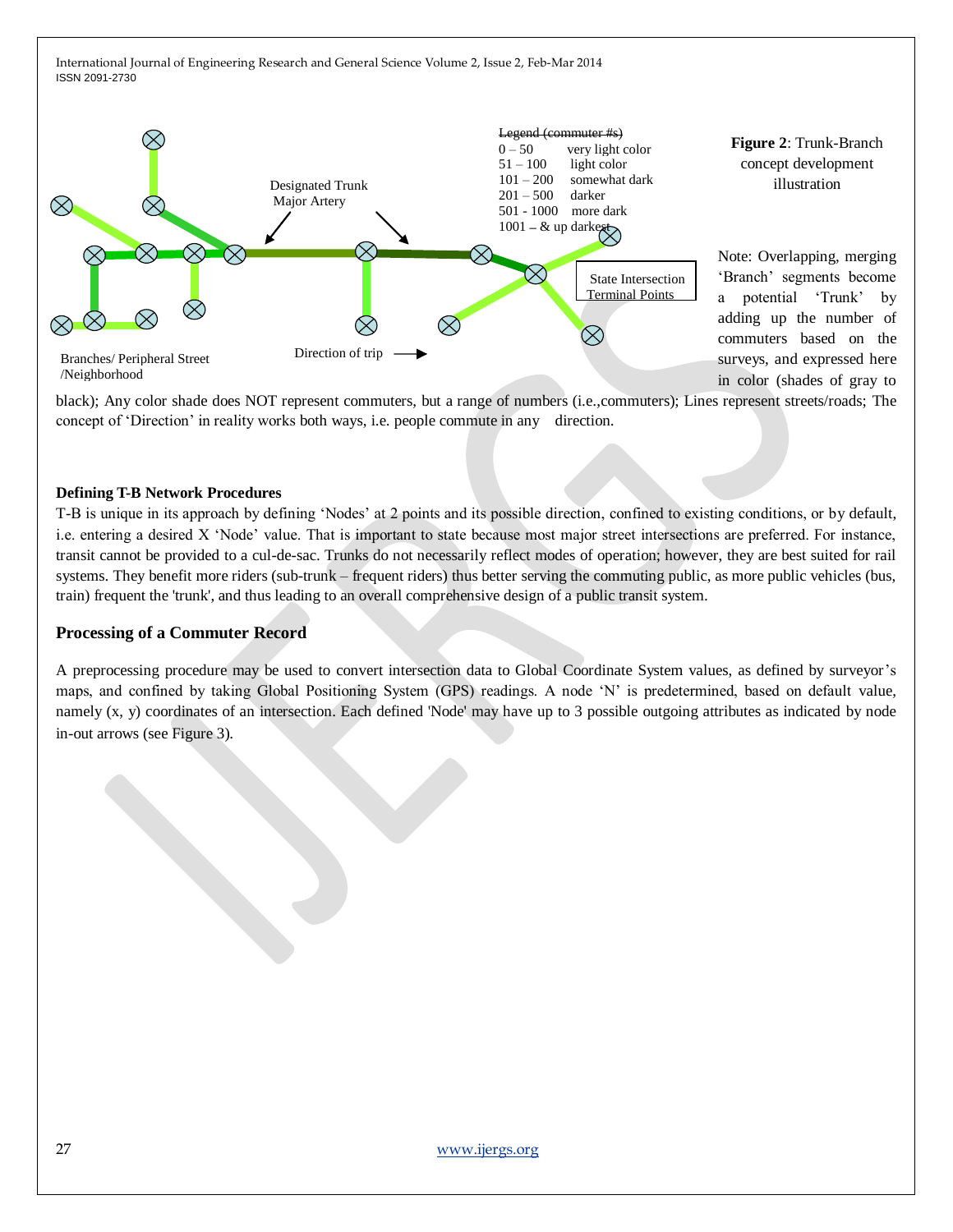Legend (commuter #s)
0 – 50 very light color
51 – 100 light color
101 – 200 somewhat dark
201 – 500 darker
501 - 1000 more dark
1001 – & up darkest

Designated Trunk Major Artery

State Intersection Terminal Points

Branches/ Peripheral Street /Neighborhood

Direction of trip

**Figure 2**: Trunk-Branch concept development illustration

Note: Overlapping, merging 'Branch' segments become a potential 'Trunk' by adding up the number of commuters based on the surveys, and expressed here in color (shades of gray to black); Any color shade does NOT represent commuters, but a range of numbers (i.e.,commuters); Lines represent streets/roads; The concept of 'Direction' in reality works both ways, i.e. people commute in any direction.

**Defining T-B Network Procedures**

T-B is unique in its approach by defining 'Nodes' at 2 points and its possible direction, confined to existing conditions, or by default, i.e. entering a desired X 'Node' value. That is important to state because most major street intersections are preferred. For instance, transit cannot be provided to a cul-de-sac. Trunks do not necessarily reflect modes of operation; however, they are best suited for rail systems. They benefit more riders (sub-trunk – frequent riders) thus better serving the commuting public, as more public vehicles (bus, train) frequent the 'trunk', and thus leading to an overall comprehensive design of a public transit system.

## Processing of a Commuter Record

A preprocessing procedure may be used to convert intersection data to Global Coordinate System values, as defined by surveyor's maps, and confined by taking Global Positioning System (GPS) readings. A node 'N' is predetermined, based on default value, namely (x, y) coordinates of an intersection. Each defined 'Node' may have up to 3 possible outgoing attributes as indicated by node in-out arrows (see Figure 3).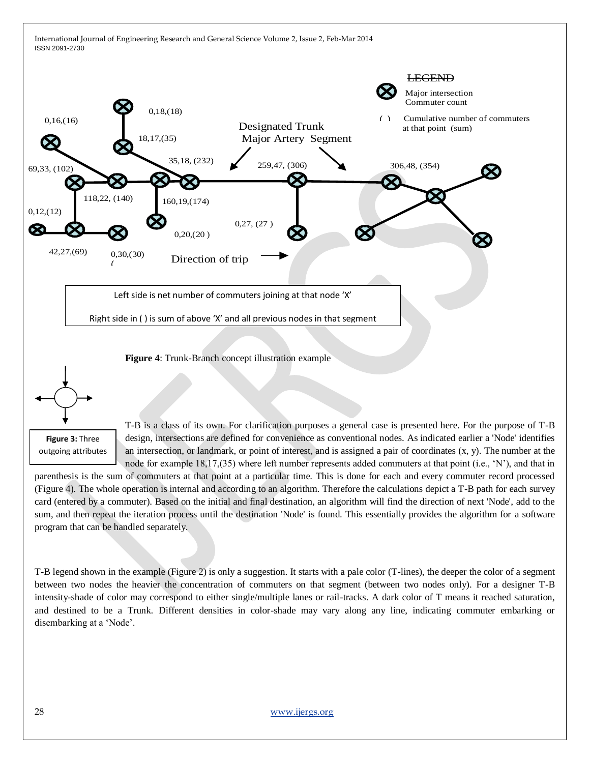LEGEND

Major intersection Commuter count

( ) Cumulative number of commuters at that point (sum)

Designated Trunk Major Artery Segment

0,16,(16) 0,18,(18) 18,17,(35) 35,18, (232) 259,47, (306) 306,48, (354) 69,33, (102) 118,22, (140) 160,19,(174) 0,12,(12) 0,27, (27 ) 0,20,(20 ) 42,27,(69) 0,30,(30)

Direction of trip

Left side is net number of commuters joining at that node 'X'

Right side in ( ) is sum of above 'X' and all previous nodes in that segment

**Figure 4**: Trunk-Branch concept illustration example

**Figure 3:** Three outgoing attributes

T-B is a class of its own. For clarification purposes a general case is presented here. For the purpose of T-B design, intersections are defined for convenience as conventional nodes. As indicated earlier a 'Node' identifies an intersection, or landmark, or point of interest, and is assigned a pair of coordinates (x, y). The number at the node for example 18,17,(35) where left number represents added commuters at that point (i.e., 'N'), and that in parenthesis is the sum of commuters at that point at a particular time. This is done for each and every commuter record processed (Figure 4). The whole operation is internal and according to an algorithm. Therefore the calculations depict a T-B path for each survey card (entered by a commuter). Based on the initial and final destination, an algorithm will find the direction of next 'Node', add to the sum, and then repeat the iteration process until the destination 'Node' is found. This essentially provides the algorithm for a software program that can be handled separately.

T-B legend shown in the example (Figure 2) is only a suggestion. It starts with a pale color (T-lines), the deeper the color of a segment between two nodes the heavier the concentration of commuters on that segment (between two nodes only). For a designer T-B intensity-shade of color may correspond to either single/multiple lanes or rail-tracks. A dark color of T means it reached saturation, and destined to be a Trunk. Different densities in color-shade may vary along any line, indicating commuter embarking or disembarking at a 'Node'.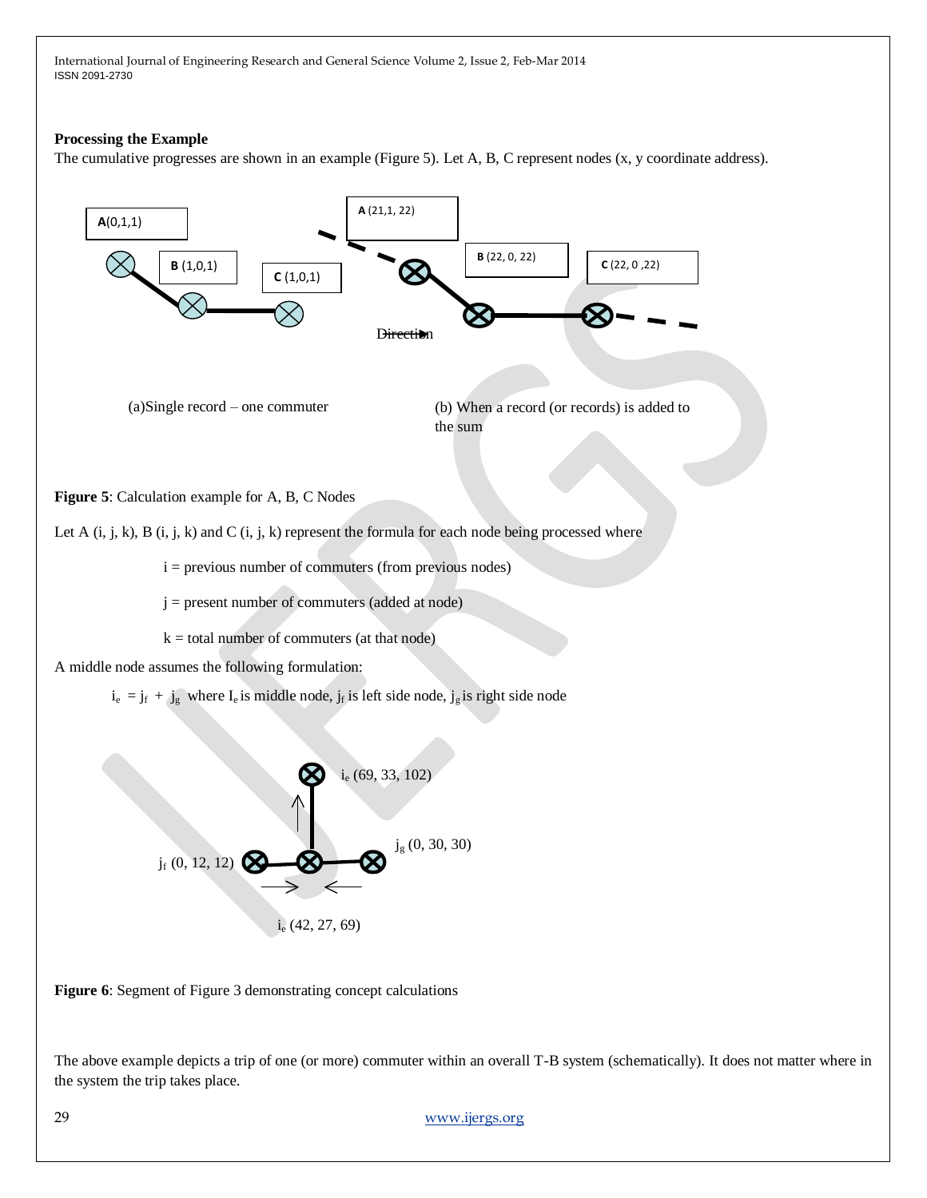**Processing the Example**

The cumulative progresses are shown in an example (Figure 5). Let A, B, C represent nodes (x, y coordinate address).

**A**(0,1,1) **B** (1,0,1) **C** (1,0,1)

**A** (21,1, 22) **B** (22, 0, 22) **C** (22, 0 ,22)

Direction

(a)Single record – one commuter

(b) When a record (or records) is added to the sum

**Figure 5**: Calculation example for A, B, C Nodes

Let A (i, j, k), B (i, j, k) and C (i, j, k) represent the formula for each node being processed where

i = previous number of commuters (from previous nodes)

j = present number of commuters (added at node)

k = total number of commuters (at that node)

A middle node assumes the following formulation:

$i_e = j_f + j_g$ where $I_e$ is middle node, $j_f$ is left side node, $j_g$ is right side node

$i_e$ (69, 33, 102)

$j_g$ (0, 30, 30)

$j_f$ (0, 12, 12)

$i_e$ (42, 27, 69)

**Figure 6**: Segment of Figure 3 demonstrating concept calculations

The above example depicts a trip of one (or more) commuter within an overall T-B system (schematically). It does not matter where in the system the trip takes place.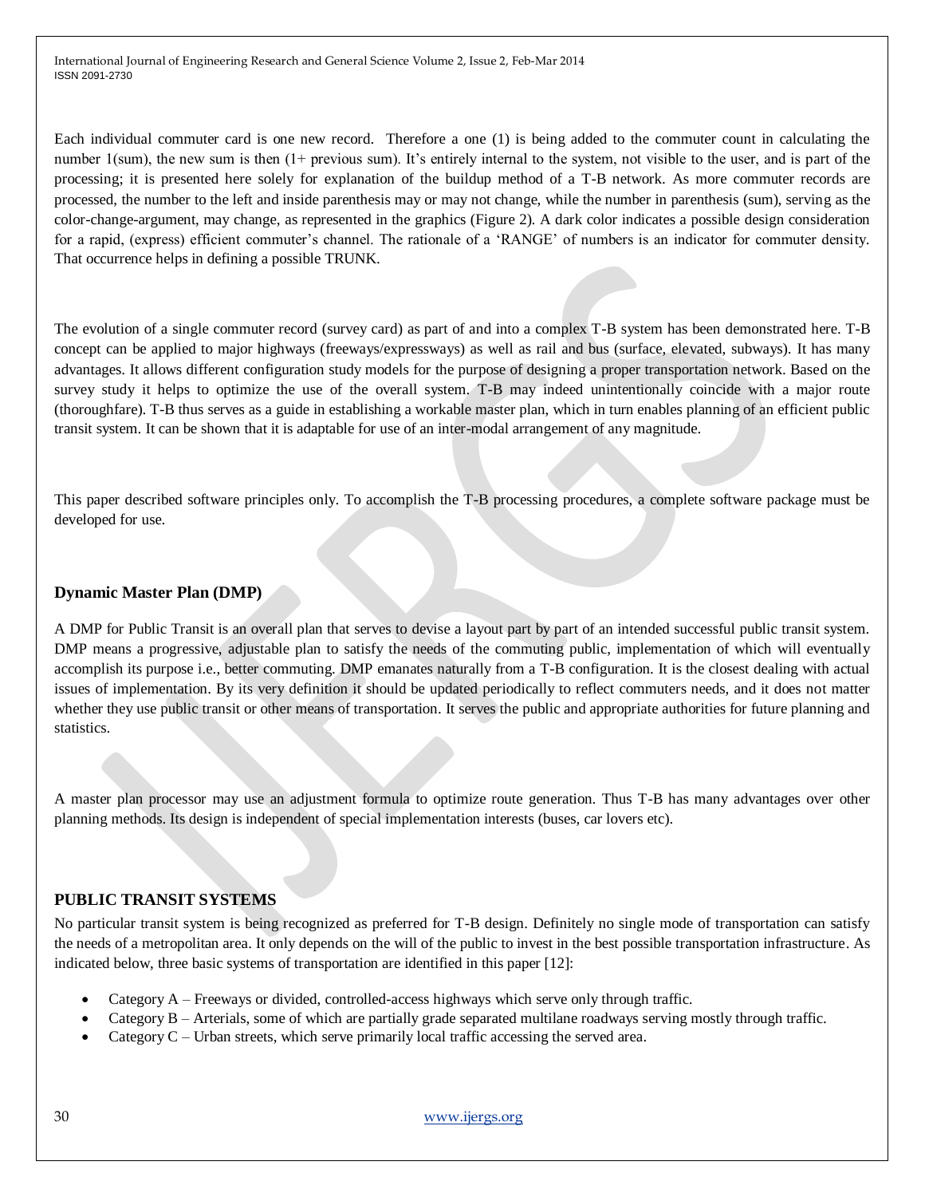Each individual commuter card is one new record. Therefore a one (1) is being added to the commuter count in calculating the number 1(sum), the new sum is then (1+ previous sum). It's entirely internal to the system, not visible to the user, and is part of the processing; it is presented here solely for explanation of the buildup method of a T-B network. As more commuter records are processed, the number to the left and inside parenthesis may or may not change, while the number in parenthesis (sum), serving as the color-change-argument, may change, as represented in the graphics (Figure 2). A dark color indicates a possible design consideration for a rapid, (express) efficient commuter's channel. The rationale of a 'RANGE' of numbers is an indicator for commuter density. That occurrence helps in defining a possible TRUNK.

The evolution of a single commuter record (survey card) as part of and into a complex T-B system has been demonstrated here. T-B concept can be applied to major highways (freeways/expressways) as well as rail and bus (surface, elevated, subways). It has many advantages. It allows different configuration study models for the purpose of designing a proper transportation network. Based on the survey study it helps to optimize the use of the overall system. T-B may indeed unintentionally coincide with a major route (thoroughfare). T-B thus serves as a guide in establishing a workable master plan, which in turn enables planning of an efficient public transit system. It can be shown that it is adaptable for use of an inter-modal arrangement of any magnitude.

This paper described software principles only. To accomplish the T-B processing procedures, a complete software package must be developed for use.

### Dynamic Master Plan (DMP)

A DMP for Public Transit is an overall plan that serves to devise a layout part by part of an intended successful public transit system. DMP means a progressive, adjustable plan to satisfy the needs of the commuting public, implementation of which will eventually accomplish its purpose i.e., better commuting. DMP emanates naturally from a T-B configuration. It is the closest dealing with actual issues of implementation. By its very definition it should be updated periodically to reflect commuters needs, and it does not matter whether they use public transit or other means of transportation. It serves the public and appropriate authorities for future planning and statistics.

A master plan processor may use an adjustment formula to optimize route generation. Thus T-B has many advantages over other planning methods. Its design is independent of special implementation interests (buses, car lovers etc).

## PUBLIC TRANSIT SYSTEMS

No particular transit system is being recognized as preferred for T-B design. Definitely no single mode of transportation can satisfy the needs of a metropolitan area. It only depends on the will of the public to invest in the best possible transportation infrastructure. As indicated below, three basic systems of transportation are identified in this paper [12]:

- Category A – Freeways or divided, controlled-access highways which serve only through traffic.
- Category B – Arterials, some of which are partially grade separated multilane roadways serving mostly through traffic.
- Category C – Urban streets, which serve primarily local traffic accessing the served area.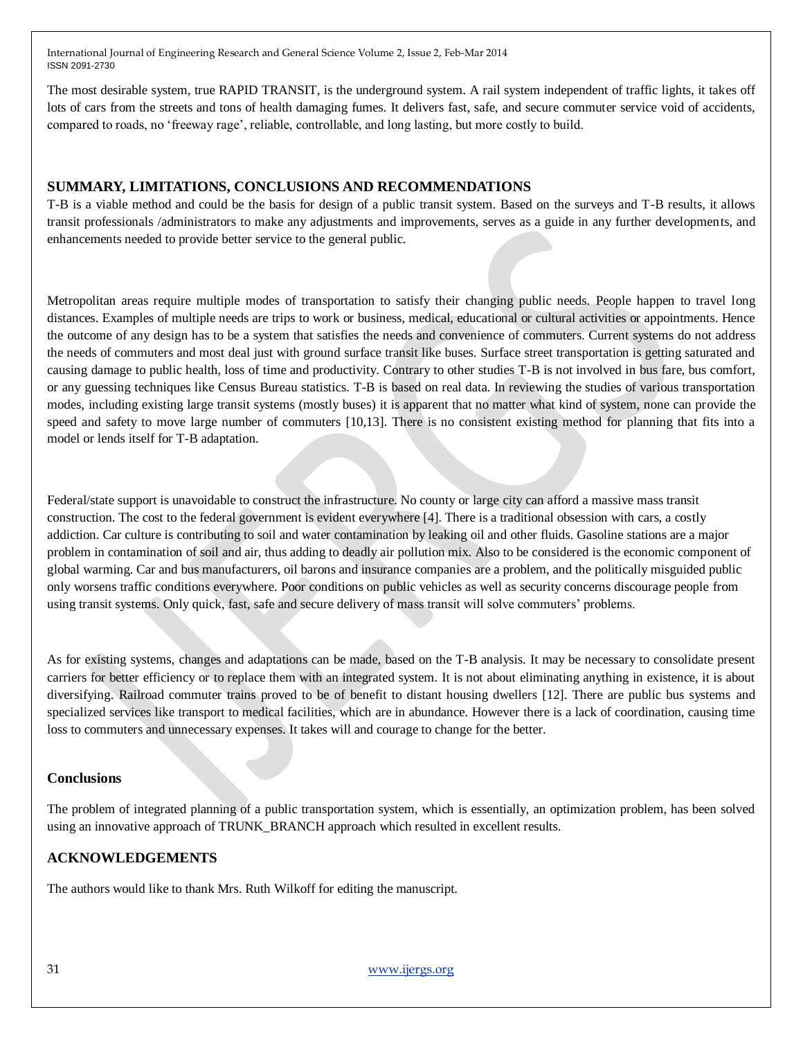The most desirable system, true RAPID TRANSIT, is the underground system. A rail system independent of traffic lights, it takes off lots of cars from the streets and tons of health damaging fumes. It delivers fast, safe, and secure commuter service void of accidents, compared to roads, no 'freeway rage', reliable, controllable, and long lasting, but more costly to build.

## SUMMARY, LIMITATIONS, CONCLUSIONS AND RECOMMENDATIONS

T-B is a viable method and could be the basis for design of a public transit system. Based on the surveys and T-B results, it allows transit professionals /administrators to make any adjustments and improvements, serves as a guide in any further developments, and enhancements needed to provide better service to the general public.

Metropolitan areas require multiple modes of transportation to satisfy their changing public needs. People happen to travel long distances. Examples of multiple needs are trips to work or business, medical, educational or cultural activities or appointments. Hence the outcome of any design has to be a system that satisfies the needs and convenience of commuters. Current systems do not address the needs of commuters and most deal just with ground surface transit like buses. Surface street transportation is getting saturated and causing damage to public health, loss of time and productivity. Contrary to other studies T-B is not involved in bus fare, bus comfort, or any guessing techniques like Census Bureau statistics. T-B is based on real data. In reviewing the studies of various transportation modes, including existing large transit systems (mostly buses) it is apparent that no matter what kind of system, none can provide the speed and safety to move large number of commuters [10,13]. There is no consistent existing method for planning that fits into a model or lends itself for T-B adaptation.

Federal/state support is unavoidable to construct the infrastructure. No county or large city can afford a massive mass transit construction. The cost to the federal government is evident everywhere [4]. There is a traditional obsession with cars, a costly addiction. Car culture is contributing to soil and water contamination by leaking oil and other fluids. Gasoline stations are a major problem in contamination of soil and air, thus adding to deadly air pollution mix. Also to be considered is the economic component of global warming. Car and bus manufacturers, oil barons and insurance companies are a problem, and the politically misguided public only worsens traffic conditions everywhere. Poor conditions on public vehicles as well as security concerns discourage people from using transit systems. Only quick, fast, safe and secure delivery of mass transit will solve commuters' problems.

As for existing systems, changes and adaptations can be made, based on the T-B analysis. It may be necessary to consolidate present carriers for better efficiency or to replace them with an integrated system. It is not about eliminating anything in existence, it is about diversifying. Railroad commuter trains proved to be of benefit to distant housing dwellers [12]. There are public bus systems and specialized services like transport to medical facilities, which are in abundance. However there is a lack of coordination, causing time loss to commuters and unnecessary expenses. It takes will and courage to change for the better.

### Conclusions

The problem of integrated planning of a public transportation system, which is essentially, an optimization problem, has been solved using an innovative approach of TRUNK_BRANCH approach which resulted in excellent results.

## ACKNOWLEDGEMENTS

The authors would like to thank Mrs. Ruth Wilkoff for editing the manuscript.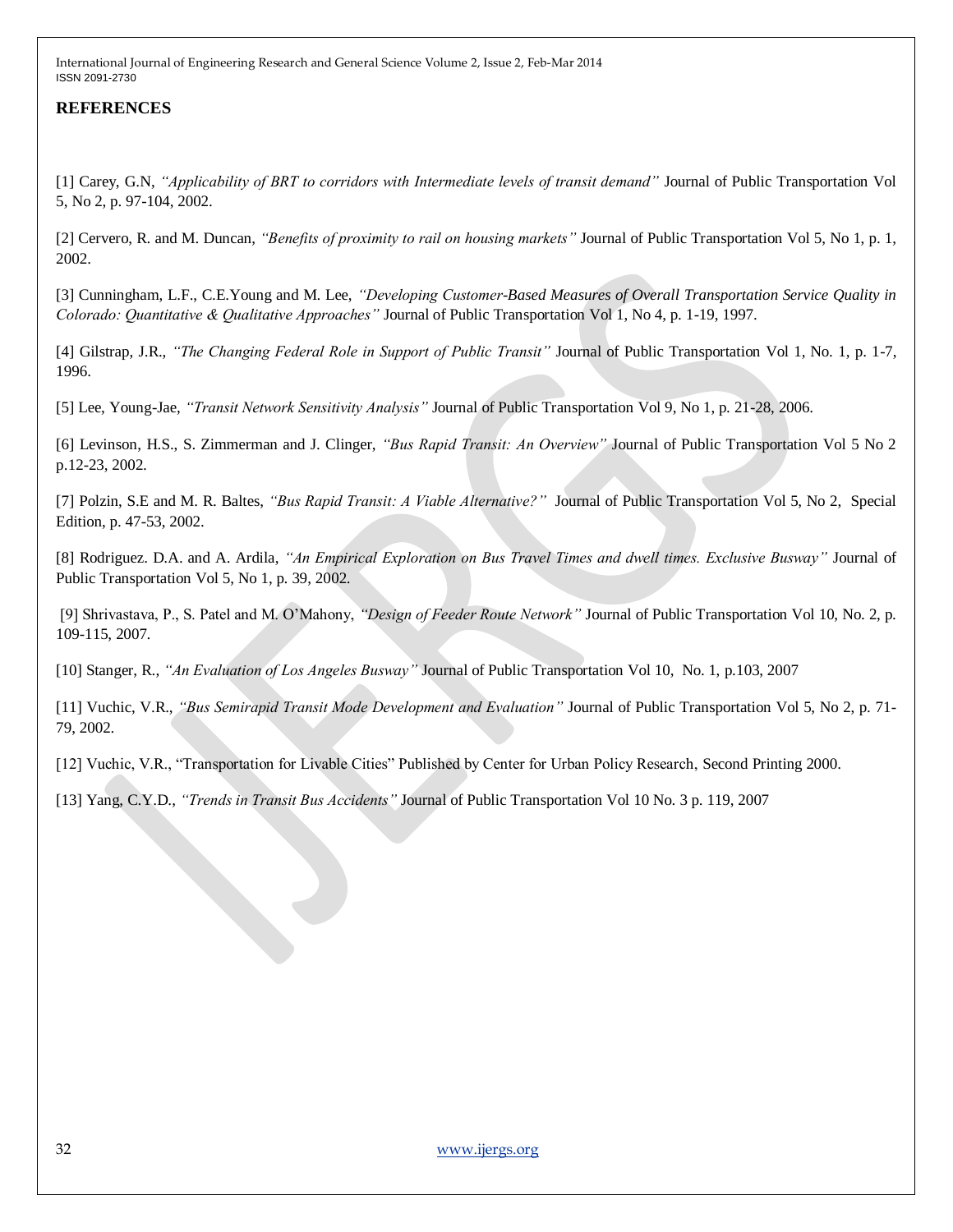## REFERENCES

[1] Carey, G.N, *"Applicability of BRT to corridors with Intermediate levels of transit demand"* Journal of Public Transportation Vol 5, No 2, p. 97-104, 2002.

[2] Cervero, R. and M. Duncan, *"Benefits of proximity to rail on housing markets"* Journal of Public Transportation Vol 5, No 1, p. 1, 2002.

[3] Cunningham, L.F., C.E.Young and M. Lee, *"Developing Customer-Based Measures of Overall Transportation Service Quality in Colorado: Quantitative & Qualitative Approaches"* Journal of Public Transportation Vol 1, No 4, p. 1-19, 1997.

[4] Gilstrap, J.R., *"The Changing Federal Role in Support of Public Transit"* Journal of Public Transportation Vol 1, No. 1, p. 1-7, 1996.

[5] Lee, Young-Jae, *"Transit Network Sensitivity Analysis"* Journal of Public Transportation Vol 9, No 1, p. 21-28, 2006.

[6] Levinson, H.S., S. Zimmerman and J. Clinger, *"Bus Rapid Transit: An Overview"* Journal of Public Transportation Vol 5 No 2 p.12-23, 2002.

[7] Polzin, S.E and M. R. Baltes, *"Bus Rapid Transit: A Viable Alternative?"* Journal of Public Transportation Vol 5, No 2, Special Edition, p. 47-53, 2002.

[8] Rodriguez. D.A. and A. Ardila, *"An Empirical Exploration on Bus Travel Times and dwell times. Exclusive Busway"* Journal of Public Transportation Vol 5, No 1, p. 39, 2002.

[9] Shrivastava, P., S. Patel and M. O'Mahony, *"Design of Feeder Route Network"* Journal of Public Transportation Vol 10, No. 2, p. 109-115, 2007.

[10] Stanger, R., *"An Evaluation of Los Angeles Busway"* Journal of Public Transportation Vol 10, No. 1, p.103, 2007

[11] Vuchic, V.R., *"Bus Semirapid Transit Mode Development and Evaluation"* Journal of Public Transportation Vol 5, No 2, p. 71-79, 2002.

[12] Vuchic, V.R., "Transportation for Livable Cities" Published by Center for Urban Policy Research, Second Printing 2000.

[13] Yang, C.Y.D., *"Trends in Transit Bus Accidents"* Journal of Public Transportation Vol 10 No. 3 p. 119, 2007